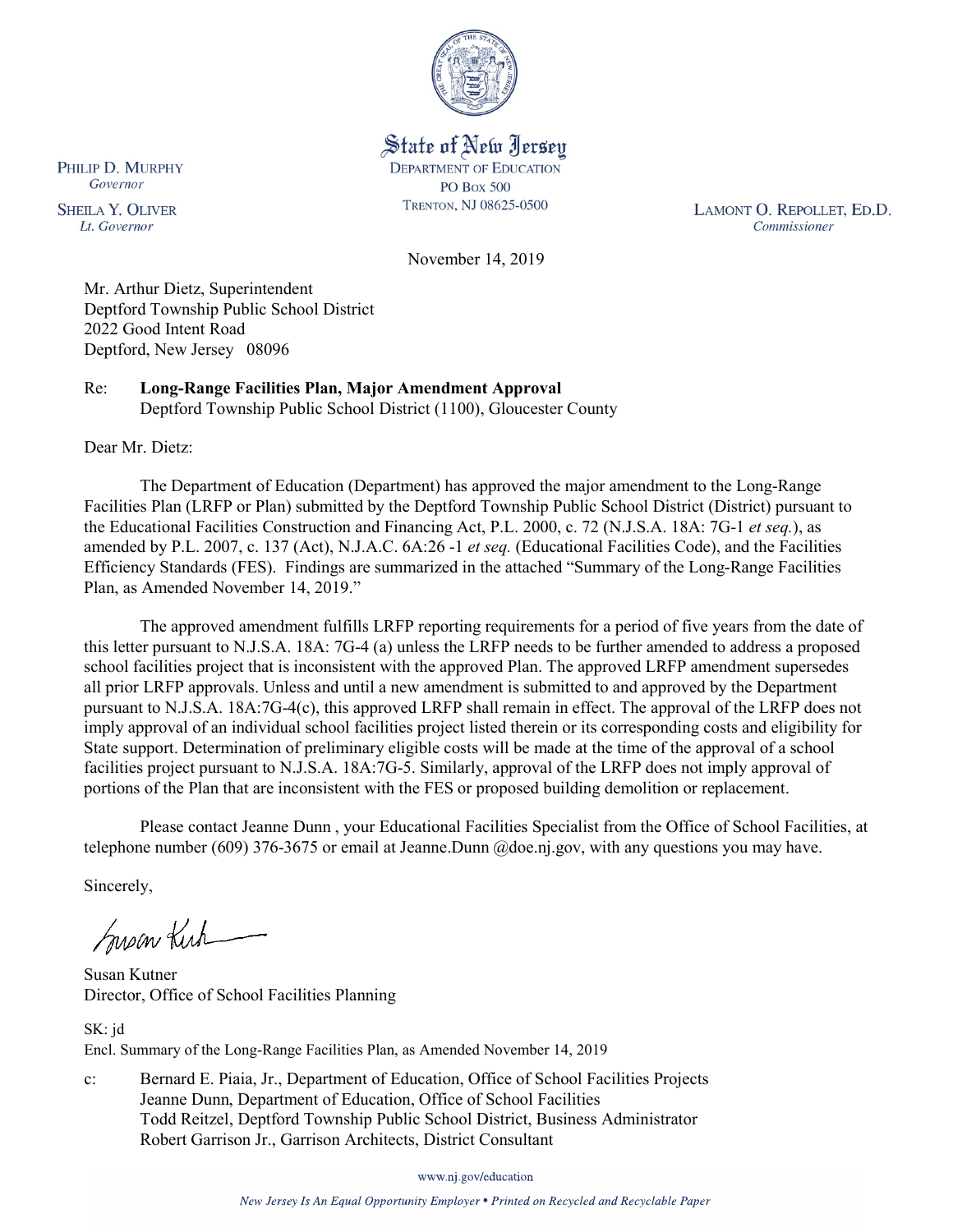State of New Jersey
DEPARTMENT OF EDUCATION
PO BOX 500
TRENTON, NJ 08625-0500

PHILIP D. MURPHY
*Governor*

SHEILA Y. OLIVER
*Lt. Governor*

LAMONT O. REPOLLET, ED.D.
*Commissioner*

November 14, 2019

Mr. Arthur Dietz, Superintendent
Deptford Township Public School District
2022 Good Intent Road
Deptford, New Jersey 08096

Re: **Long-Range Facilities Plan, Major Amendment Approval**
Deptford Township Public School District (1100), Gloucester County

Dear Mr. Dietz:

The Department of Education (Department) has approved the major amendment to the Long-Range Facilities Plan (LRFP or Plan) submitted by the Deptford Township Public School District (District) pursuant to the Educational Facilities Construction and Financing Act, P.L. 2000, c. 72 (N.J.S.A. 18A: 7G-1 *et seq.*), as amended by P.L. 2007, c. 137 (Act), N.J.A.C. 6A:26 -1 *et seq.* (Educational Facilities Code), and the Facilities Efficiency Standards (FES). Findings are summarized in the attached "Summary of the Long-Range Facilities Plan, as Amended November 14, 2019."

The approved amendment fulfills LRFP reporting requirements for a period of five years from the date of this letter pursuant to N.J.S.A. 18A: 7G-4 (a) unless the LRFP needs to be further amended to address a proposed school facilities project that is inconsistent with the approved Plan. The approved LRFP amendment supersedes all prior LRFP approvals. Unless and until a new amendment is submitted to and approved by the Department pursuant to N.J.S.A. 18A:7G-4(c), this approved LRFP shall remain in effect. The approval of the LRFP does not imply approval of an individual school facilities project listed therein or its corresponding costs and eligibility for State support. Determination of preliminary eligible costs will be made at the time of the approval of a school facilities project pursuant to N.J.S.A. 18A:7G-5. Similarly, approval of the LRFP does not imply approval of portions of the Plan that are inconsistent with the FES or proposed building demolition or replacement.

Please contact Jeanne Dunn , your Educational Facilities Specialist from the Office of School Facilities, at telephone number (609) 376-3675 or email at Jeanne.Dunn @doe.nj.gov, with any questions you may have.

Sincerely,

Susan Kutner
Director, Office of School Facilities Planning

SK: jd
Encl. Summary of the Long-Range Facilities Plan, as Amended November 14, 2019

c: Bernard E. Piaia, Jr., Department of Education, Office of School Facilities Projects
Jeanne Dunn, Department of Education, Office of School Facilities
Todd Reitzel, Deptford Township Public School District, Business Administrator
Robert Garrison Jr., Garrison Architects, District Consultant

www.nj.gov/education

*New Jersey Is An Equal Opportunity Employer • Printed on Recycled and Recyclable Paper*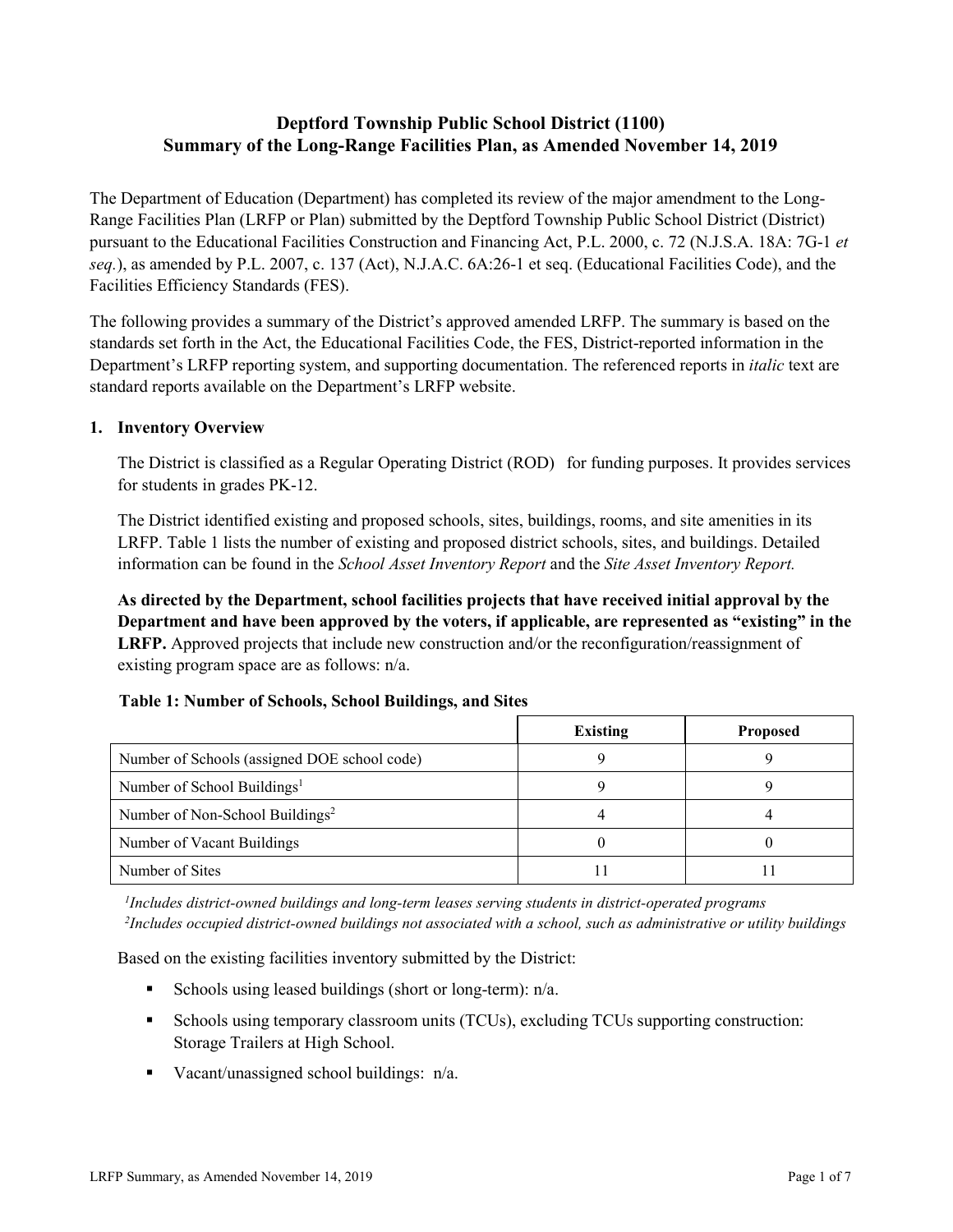# Deptford Township Public School District (1100)
# Summary of the Long-Range Facilities Plan, as Amended November 14, 2019

The Department of Education (Department) has completed its review of the major amendment to the Long-Range Facilities Plan (LRFP or Plan) submitted by the Deptford Township Public School District (District) pursuant to the Educational Facilities Construction and Financing Act, P.L. 2000, c. 72 (N.J.S.A. 18A: 7G-1 *et seq.*), as amended by P.L. 2007, c. 137 (Act), N.J.A.C. 6A:26-1 et seq. (Educational Facilities Code), and the Facilities Efficiency Standards (FES).

The following provides a summary of the District's approved amended LRFP. The summary is based on the standards set forth in the Act, the Educational Facilities Code, the FES, District-reported information in the Department's LRFP reporting system, and supporting documentation. The referenced reports in *italic* text are standard reports available on the Department's LRFP website.

## 1. Inventory Overview

The District is classified as a Regular Operating District (ROD) for funding purposes. It provides services for students in grades PK-12.

The District identified existing and proposed schools, sites, buildings, rooms, and site amenities in its LRFP. Table 1 lists the number of existing and proposed district schools, sites, and buildings. Detailed information can be found in the *School Asset Inventory Report* and the *Site Asset Inventory Report.*

**As directed by the Department, school facilities projects that have received initial approval by the Department and have been approved by the voters, if applicable, are represented as "existing" in the LRFP.** Approved projects that include new construction and/or the reconfiguration/reassignment of existing program space are as follows: n/a.

**Table 1: Number of Schools, School Buildings, and Sites**

| | Existing | Proposed |
|---|---|---|
| Number of Schools (assigned DOE school code) | 9 | 9 |
| Number of School Buildings[1] | 9 | 9 |
| Number of Non-School Buildings[2] | 4 | 4 |
| Number of Vacant Buildings | 0 | 0 |
| Number of Sites | 11 | 11 |

*[1]Includes district-owned buildings and long-term leases serving students in district-operated programs*
*[2]Includes occupied district-owned buildings not associated with a school, such as administrative or utility buildings*

Based on the existing facilities inventory submitted by the District:

- Schools using leased buildings (short or long-term): n/a.
- Schools using temporary classroom units (TCUs), excluding TCUs supporting construction: Storage Trailers at High School.
- Vacant/unassigned school buildings: n/a.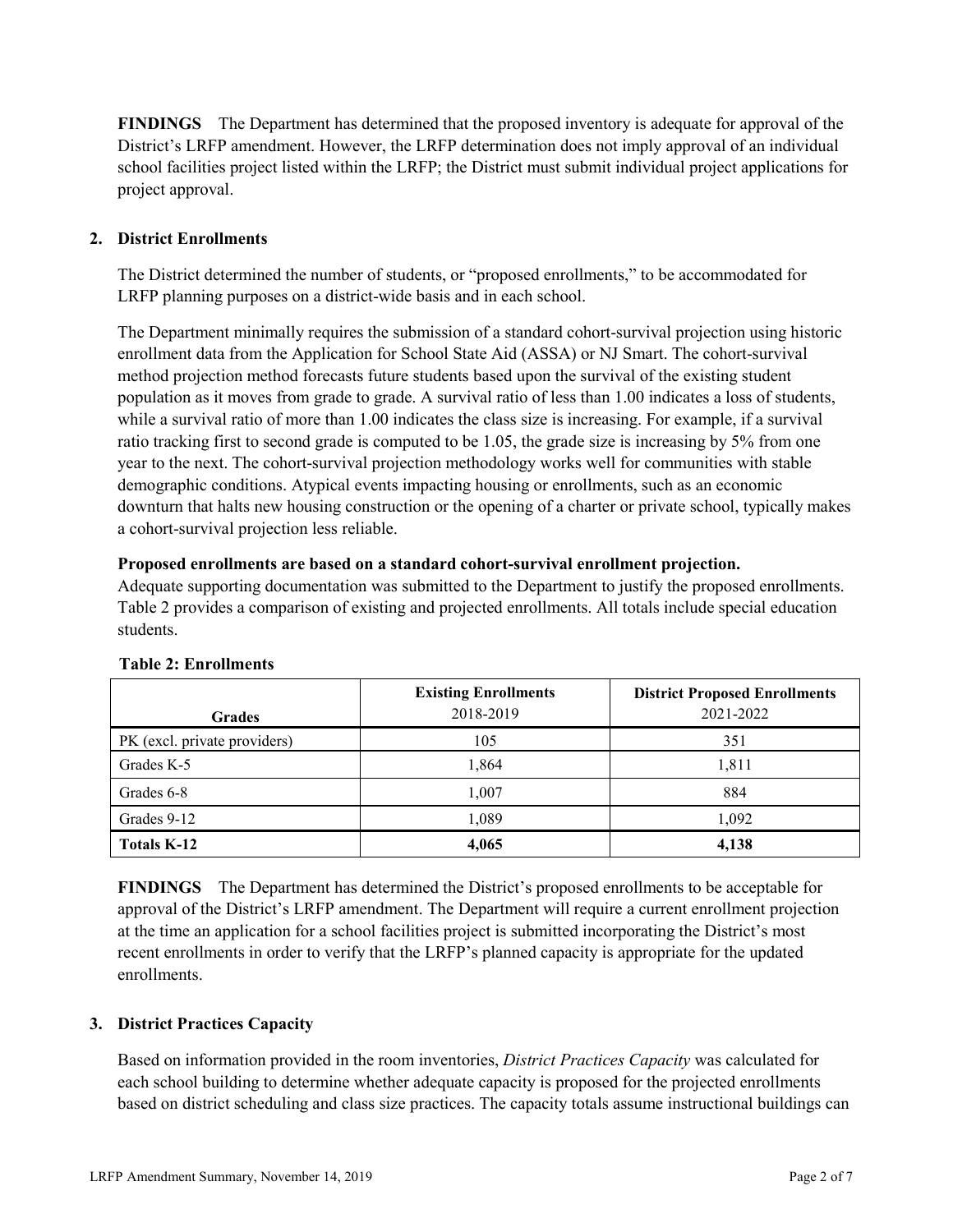**FINDINGS** The Department has determined that the proposed inventory is adequate for approval of the District's LRFP amendment. However, the LRFP determination does not imply approval of an individual school facilities project listed within the LRFP; the District must submit individual project applications for project approval.

## 2. District Enrollments

The District determined the number of students, or "proposed enrollments," to be accommodated for LRFP planning purposes on a district-wide basis and in each school.

The Department minimally requires the submission of a standard cohort-survival projection using historic enrollment data from the Application for School State Aid (ASSA) or NJ Smart. The cohort-survival method projection method forecasts future students based upon the survival of the existing student population as it moves from grade to grade. A survival ratio of less than 1.00 indicates a loss of students, while a survival ratio of more than 1.00 indicates the class size is increasing. For example, if a survival ratio tracking first to second grade is computed to be 1.05, the grade size is increasing by 5% from one year to the next. The cohort-survival projection methodology works well for communities with stable demographic conditions. Atypical events impacting housing or enrollments, such as an economic downturn that halts new housing construction or the opening of a charter or private school, typically makes a cohort-survival projection less reliable.

**Proposed enrollments are based on a standard cohort-survival enrollment projection.**
Adequate supporting documentation was submitted to the Department to justify the proposed enrollments. Table 2 provides a comparison of existing and projected enrollments. All totals include special education students.

**Table 2: Enrollments**

| Grades | Existing Enrollments 2018-2019 | District Proposed Enrollments 2021-2022 |
|---|---|---|
| PK (excl. private providers) | 105 | 351 |
| Grades K-5 | 1,864 | 1,811 |
| Grades 6-8 | 1,007 | 884 |
| Grades 9-12 | 1,089 | 1,092 |
| **Totals K-12** | **4,065** | **4,138** |

**FINDINGS** The Department has determined the District's proposed enrollments to be acceptable for approval of the District's LRFP amendment. The Department will require a current enrollment projection at the time an application for a school facilities project is submitted incorporating the District's most recent enrollments in order to verify that the LRFP's planned capacity is appropriate for the updated enrollments.

## 3. District Practices Capacity

Based on information provided in the room inventories, *District Practices Capacity* was calculated for each school building to determine whether adequate capacity is proposed for the projected enrollments based on district scheduling and class size practices. The capacity totals assume instructional buildings can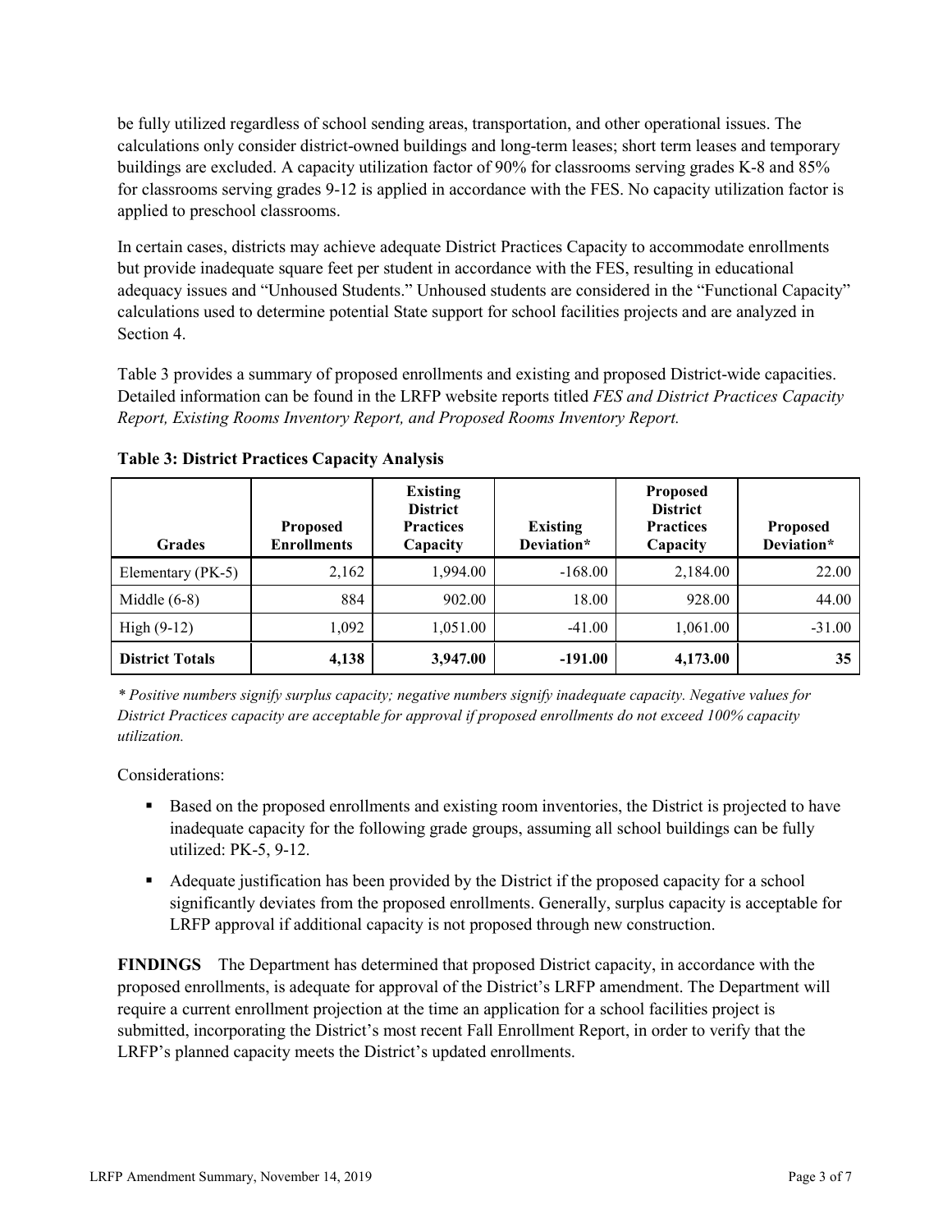be fully utilized regardless of school sending areas, transportation, and other operational issues. The calculations only consider district-owned buildings and long-term leases; short term leases and temporary buildings are excluded. A capacity utilization factor of 90% for classrooms serving grades K-8 and 85% for classrooms serving grades 9-12 is applied in accordance with the FES. No capacity utilization factor is applied to preschool classrooms.

In certain cases, districts may achieve adequate District Practices Capacity to accommodate enrollments but provide inadequate square feet per student in accordance with the FES, resulting in educational adequacy issues and "Unhoused Students." Unhoused students are considered in the "Functional Capacity" calculations used to determine potential State support for school facilities projects and are analyzed in Section 4.

Table 3 provides a summary of proposed enrollments and existing and proposed District-wide capacities. Detailed information can be found in the LRFP website reports titled *FES and District Practices Capacity Report, Existing Rooms Inventory Report, and Proposed Rooms Inventory Report.*

**Table 3: District Practices Capacity Analysis**

| Grades | Proposed Enrollments | Existing District Practices Capacity | Existing Deviation* | Proposed District Practices Capacity | Proposed Deviation* |
|---|---|---|---|---|---|
| Elementary (PK-5) | 2,162 | 1,994.00 | -168.00 | 2,184.00 | 22.00 |
| Middle (6-8) | 884 | 902.00 | 18.00 | 928.00 | 44.00 |
| High (9-12) | 1,092 | 1,051.00 | -41.00 | 1,061.00 | -31.00 |
| **District Totals** | **4,138** | **3,947.00** | **-191.00** | **4,173.00** | **35** |

*\* Positive numbers signify surplus capacity; negative numbers signify inadequate capacity. Negative values for District Practices capacity are acceptable for approval if proposed enrollments do not exceed 100% capacity utilization.*

Considerations:

- Based on the proposed enrollments and existing room inventories, the District is projected to have inadequate capacity for the following grade groups, assuming all school buildings can be fully utilized: PK-5, 9-12.
- Adequate justification has been provided by the District if the proposed capacity for a school significantly deviates from the proposed enrollments. Generally, surplus capacity is acceptable for LRFP approval if additional capacity is not proposed through new construction.

**FINDINGS** The Department has determined that proposed District capacity, in accordance with the proposed enrollments, is adequate for approval of the District's LRFP amendment. The Department will require a current enrollment projection at the time an application for a school facilities project is submitted, incorporating the District's most recent Fall Enrollment Report, in order to verify that the LRFP's planned capacity meets the District's updated enrollments.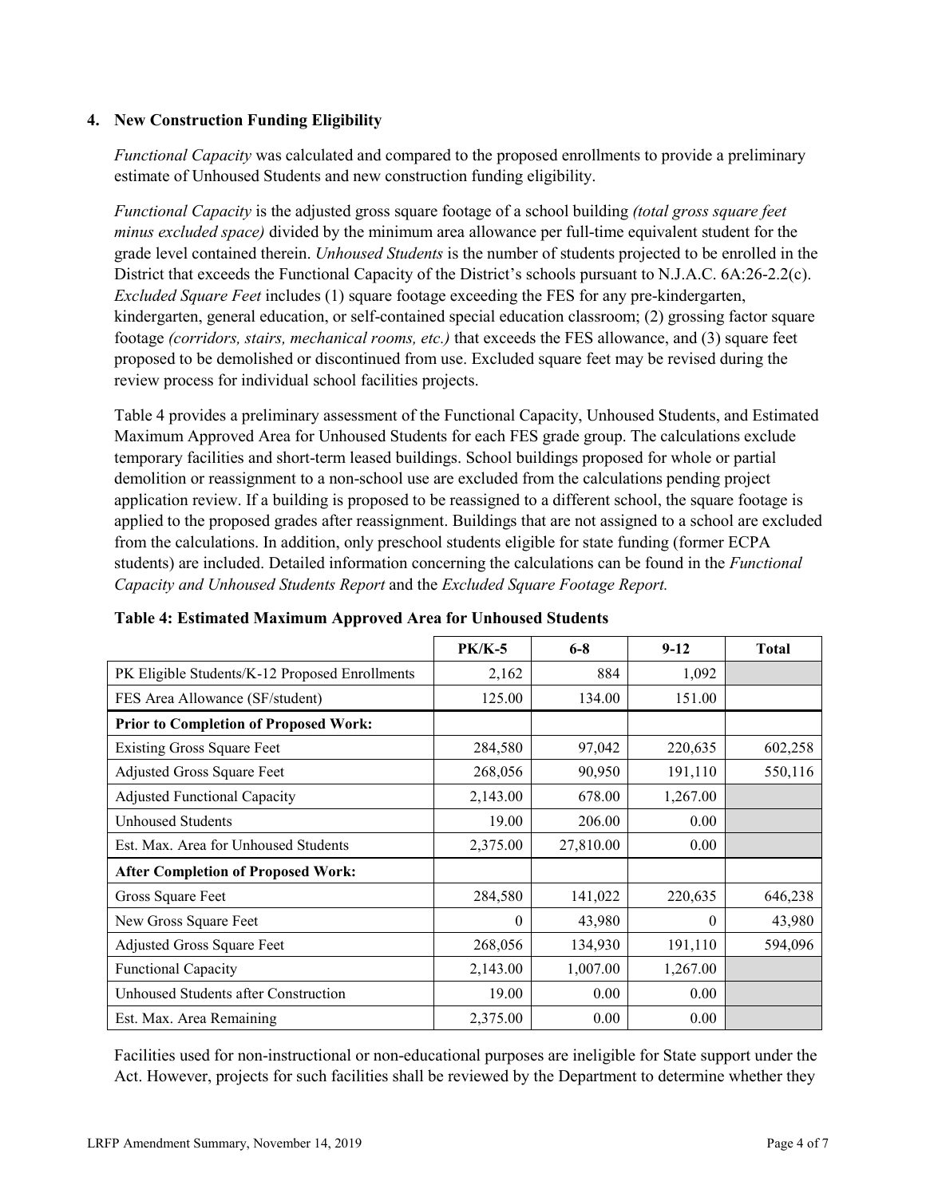## 4. New Construction Funding Eligibility

*Functional Capacity* was calculated and compared to the proposed enrollments to provide a preliminary estimate of Unhoused Students and new construction funding eligibility.

*Functional Capacity* is the adjusted gross square footage of a school building *(total gross square feet minus excluded space)* divided by the minimum area allowance per full-time equivalent student for the grade level contained therein. *Unhoused Students* is the number of students projected to be enrolled in the District that exceeds the Functional Capacity of the District's schools pursuant to N.J.A.C. 6A:26-2.2(c). *Excluded Square Feet* includes (1) square footage exceeding the FES for any pre-kindergarten, kindergarten, general education, or self-contained special education classroom; (2) grossing factor square footage *(corridors, stairs, mechanical rooms, etc.)* that exceeds the FES allowance, and (3) square feet proposed to be demolished or discontinued from use. Excluded square feet may be revised during the review process for individual school facilities projects.

Table 4 provides a preliminary assessment of the Functional Capacity, Unhoused Students, and Estimated Maximum Approved Area for Unhoused Students for each FES grade group. The calculations exclude temporary facilities and short-term leased buildings. School buildings proposed for whole or partial demolition or reassignment to a non-school use are excluded from the calculations pending project application review. If a building is proposed to be reassigned to a different school, the square footage is applied to the proposed grades after reassignment. Buildings that are not assigned to a school are excluded from the calculations. In addition, only preschool students eligible for state funding (former ECPA students) are included. Detailed information concerning the calculations can be found in the *Functional Capacity and Unhoused Students Report* and the *Excluded Square Footage Report.*

**Table 4: Estimated Maximum Approved Area for Unhoused Students**

| | PK/K-5 | 6-8 | 9-12 | Total |
|---|---|---|---|---|
| PK Eligible Students/K-12 Proposed Enrollments | 2,162 | 884 | 1,092 | |
| FES Area Allowance (SF/student) | 125.00 | 134.00 | 151.00 | |
| **Prior to Completion of Proposed Work:** | | | | |
| Existing Gross Square Feet | 284,580 | 97,042 | 220,635 | 602,258 |
| Adjusted Gross Square Feet | 268,056 | 90,950 | 191,110 | 550,116 |
| Adjusted Functional Capacity | 2,143.00 | 678.00 | 1,267.00 | |
| Unhoused Students | 19.00 | 206.00 | 0.00 | |
| Est. Max. Area for Unhoused Students | 2,375.00 | 27,810.00 | 0.00 | |
| **After Completion of Proposed Work:** | | | | |
| Gross Square Feet | 284,580 | 141,022 | 220,635 | 646,238 |
| New Gross Square Feet | 0 | 43,980 | 0 | 43,980 |
| Adjusted Gross Square Feet | 268,056 | 134,930 | 191,110 | 594,096 |
| Functional Capacity | 2,143.00 | 1,007.00 | 1,267.00 | |
| Unhoused Students after Construction | 19.00 | 0.00 | 0.00 | |
| Est. Max. Area Remaining | 2,375.00 | 0.00 | 0.00 | |

Facilities used for non-instructional or non-educational purposes are ineligible for State support under the Act. However, projects for such facilities shall be reviewed by the Department to determine whether they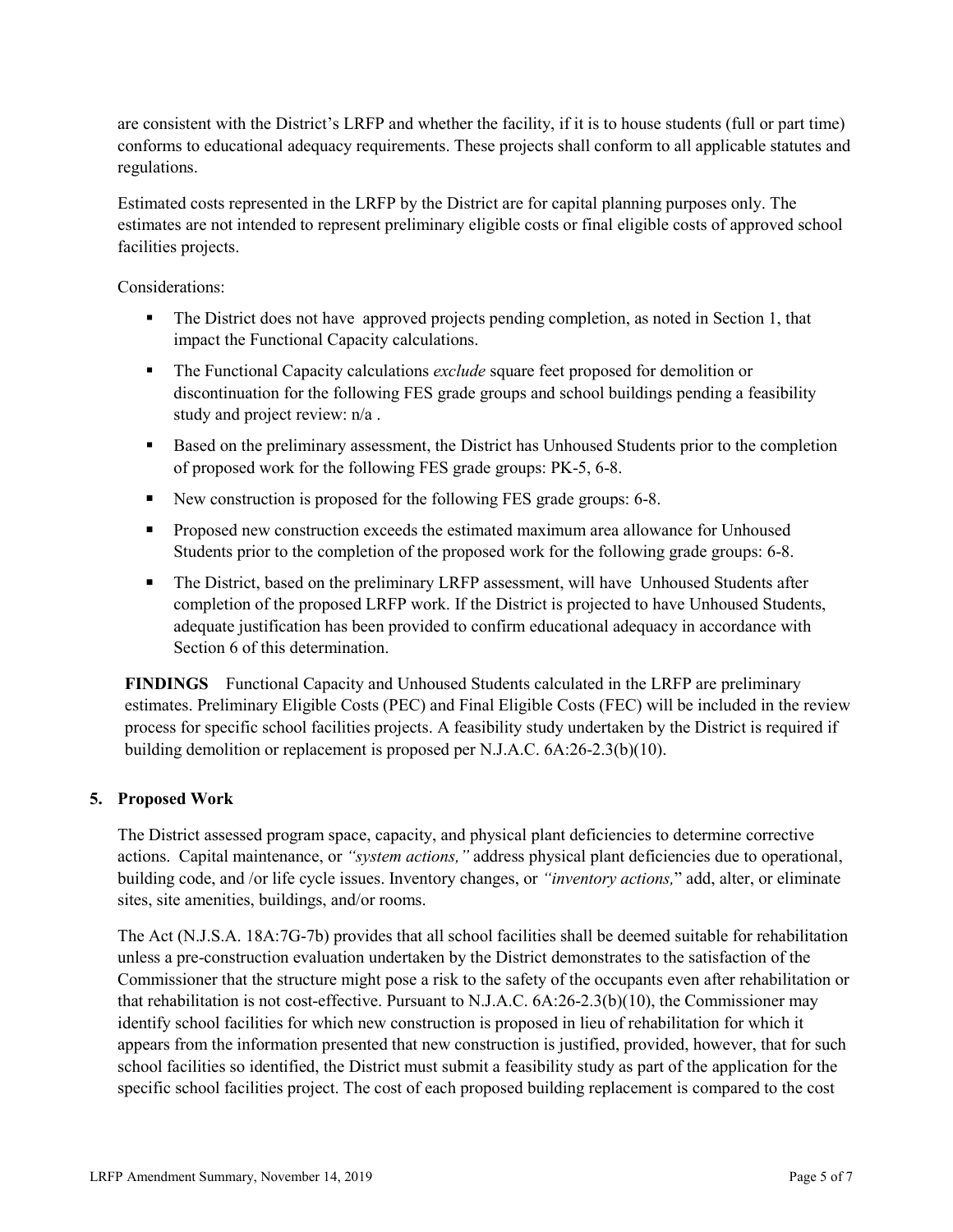are consistent with the District's LRFP and whether the facility, if it is to house students (full or part time) conforms to educational adequacy requirements. These projects shall conform to all applicable statutes and regulations.

Estimated costs represented in the LRFP by the District are for capital planning purposes only. The estimates are not intended to represent preliminary eligible costs or final eligible costs of approved school facilities projects.

Considerations:

- The District does not have approved projects pending completion, as noted in Section 1, that impact the Functional Capacity calculations.
- The Functional Capacity calculations *exclude* square feet proposed for demolition or discontinuation for the following FES grade groups and school buildings pending a feasibility study and project review: n/a .
- Based on the preliminary assessment, the District has Unhoused Students prior to the completion of proposed work for the following FES grade groups: PK-5, 6-8.
- New construction is proposed for the following FES grade groups: 6-8.
- Proposed new construction exceeds the estimated maximum area allowance for Unhoused Students prior to the completion of the proposed work for the following grade groups: 6-8.
- The District, based on the preliminary LRFP assessment, will have Unhoused Students after completion of the proposed LRFP work. If the District is projected to have Unhoused Students, adequate justification has been provided to confirm educational adequacy in accordance with Section 6 of this determination.

**FINDINGS** Functional Capacity and Unhoused Students calculated in the LRFP are preliminary estimates. Preliminary Eligible Costs (PEC) and Final Eligible Costs (FEC) will be included in the review process for specific school facilities projects. A feasibility study undertaken by the District is required if building demolition or replacement is proposed per N.J.A.C. 6A:26-2.3(b)(10).

## 5. Proposed Work

The District assessed program space, capacity, and physical plant deficiencies to determine corrective actions. Capital maintenance, or *"system actions,"* address physical plant deficiencies due to operational, building code, and /or life cycle issues. Inventory changes, or *"inventory actions,"* add, alter, or eliminate sites, site amenities, buildings, and/or rooms.

The Act (N.J.S.A. 18A:7G-7b) provides that all school facilities shall be deemed suitable for rehabilitation unless a pre-construction evaluation undertaken by the District demonstrates to the satisfaction of the Commissioner that the structure might pose a risk to the safety of the occupants even after rehabilitation or that rehabilitation is not cost-effective. Pursuant to N.J.A.C. 6A:26-2.3(b)(10), the Commissioner may identify school facilities for which new construction is proposed in lieu of rehabilitation for which it appears from the information presented that new construction is justified, provided, however, that for such school facilities so identified, the District must submit a feasibility study as part of the application for the specific school facilities project. The cost of each proposed building replacement is compared to the cost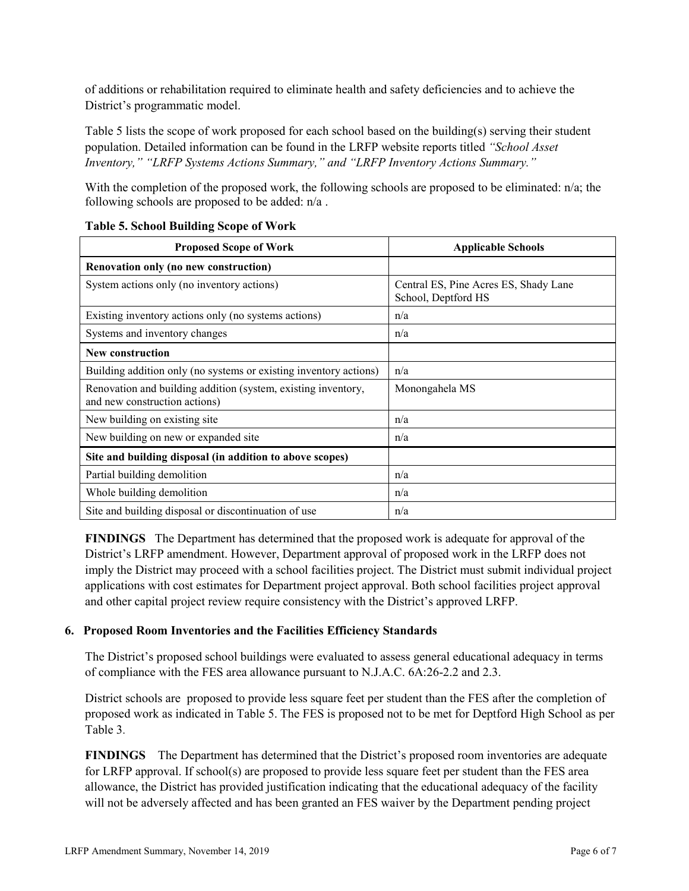of additions or rehabilitation required to eliminate health and safety deficiencies and to achieve the District's programmatic model.

Table 5 lists the scope of work proposed for each school based on the building(s) serving their student population. Detailed information can be found in the LRFP website reports titled *"School Asset Inventory," "LRFP Systems Actions Summary," and "LRFP Inventory Actions Summary."*

With the completion of the proposed work, the following schools are proposed to be eliminated: n/a; the following schools are proposed to be added: n/a .

**Table 5. School Building Scope of Work**

| Proposed Scope of Work | Applicable Schools |
|---|---|
| **Renovation only (no new construction)** | |
| System actions only (no inventory actions) | Central ES, Pine Acres ES, Shady Lane School, Deptford HS |
| Existing inventory actions only (no systems actions) | n/a |
| Systems and inventory changes | n/a |
| **New construction** | |
| Building addition only (no systems or existing inventory actions) | n/a |
| Renovation and building addition (system, existing inventory, and new construction actions) | Monongahela MS |
| New building on existing site | n/a |
| New building on new or expanded site | n/a |
| **Site and building disposal (in addition to above scopes)** | |
| Partial building demolition | n/a |
| Whole building demolition | n/a |
| Site and building disposal or discontinuation of use | n/a |

**FINDINGS** The Department has determined that the proposed work is adequate for approval of the District's LRFP amendment. However, Department approval of proposed work in the LRFP does not imply the District may proceed with a school facilities project. The District must submit individual project applications with cost estimates for Department project approval. Both school facilities project approval and other capital project review require consistency with the District's approved LRFP.

## 6. Proposed Room Inventories and the Facilities Efficiency Standards

The District's proposed school buildings were evaluated to assess general educational adequacy in terms of compliance with the FES area allowance pursuant to N.J.A.C. 6A:26-2.2 and 2.3.

District schools are proposed to provide less square feet per student than the FES after the completion of proposed work as indicated in Table 5. The FES is proposed not to be met for Deptford High School as per Table 3.

**FINDINGS** The Department has determined that the District's proposed room inventories are adequate for LRFP approval. If school(s) are proposed to provide less square feet per student than the FES area allowance, the District has provided justification indicating that the educational adequacy of the facility will not be adversely affected and has been granted an FES waiver by the Department pending project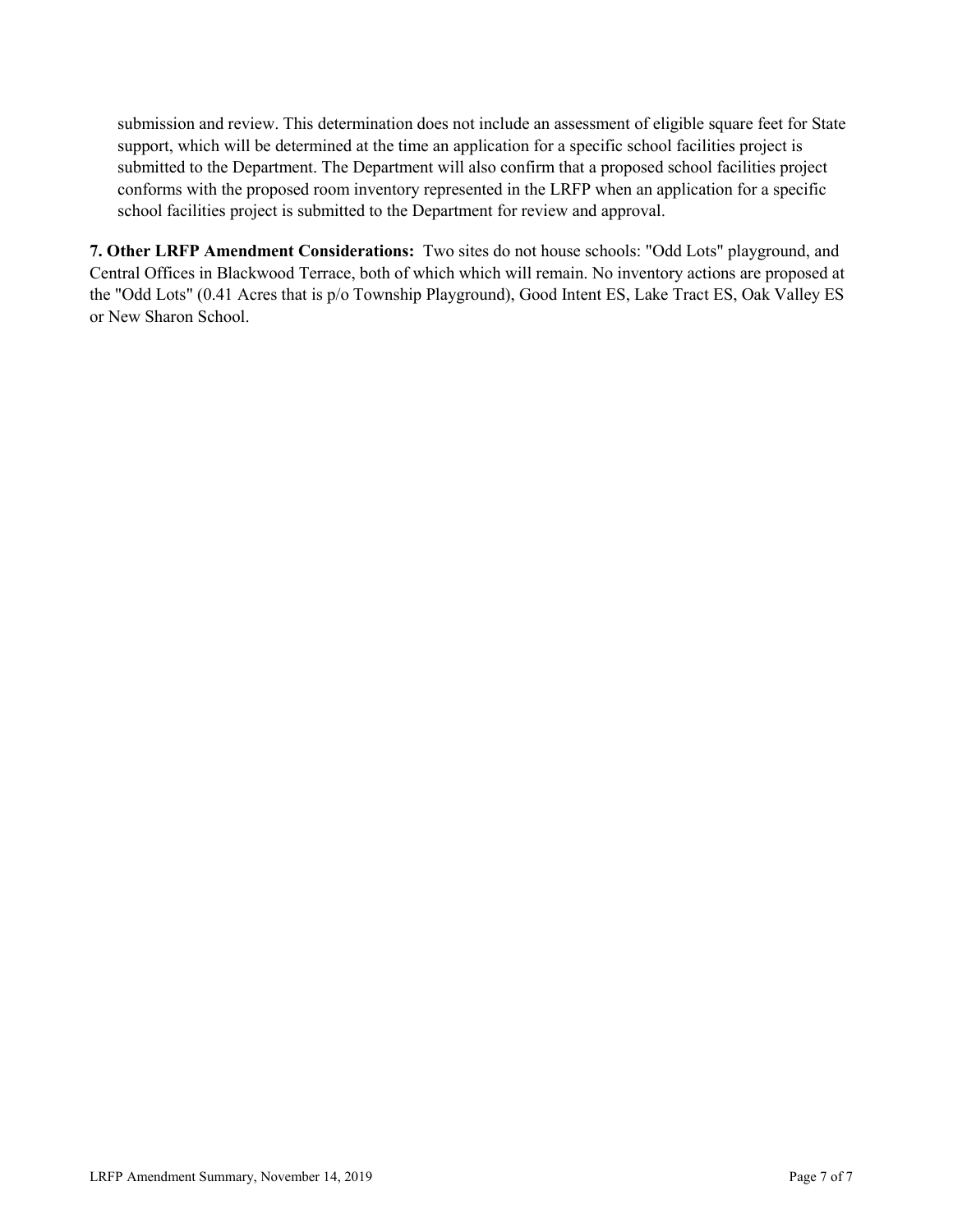submission and review. This determination does not include an assessment of eligible square feet for State support, which will be determined at the time an application for a specific school facilities project is submitted to the Department. The Department will also confirm that a proposed school facilities project conforms with the proposed room inventory represented in the LRFP when an application for a specific school facilities project is submitted to the Department for review and approval.

**7. Other LRFP Amendment Considerations:** Two sites do not house schools: "Odd Lots" playground, and Central Offices in Blackwood Terrace, both of which which will remain. No inventory actions are proposed at the "Odd Lots" (0.41 Acres that is p/o Township Playground), Good Intent ES, Lake Tract ES, Oak Valley ES or New Sharon School.